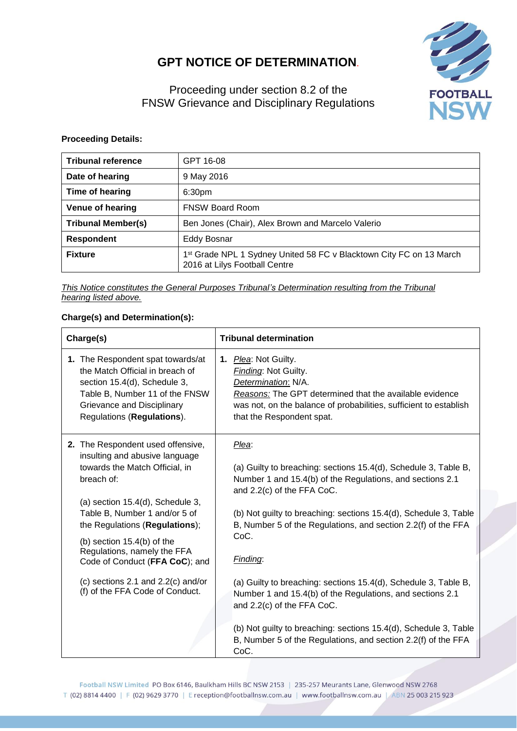# GPT NOTICE OF DETERMINATION.

Proceeding under section 8.2 of the FNSW Grievance and Disciplinary Regulations

**Proceeding Details:**

| **Tribunal reference** | GPT 16-08 |
|---|---|
| **Date of hearing** | 9 May 2016 |
| **Time of hearing** | 6:30pm |
| **Venue of hearing** | FNSW Board Room |
| **Tribunal Member(s)** | Ben Jones (Chair), Alex Brown and Marcelo Valerio |
| **Respondent** | Eddy Bosnar |
| **Fixture** | 1st Grade NPL 1 Sydney United 58 FC v Blacktown City FC on 13 March 2016 at Lilys Football Centre |

*This Notice constitutes the General Purposes Tribunal's Determination resulting from the Tribunal hearing listed above.*

**Charge(s) and Determination(s):**

| **Charge(s)** | **Tribunal determination** |
|---|---|
| **1.** The Respondent spat towards/at the Match Official in breach of section 15.4(d), Schedule 3, Table B, Number 11 of the FNSW Grievance and Disciplinary Regulations (**Regulations**). | **1.** *Plea*: Not Guilty.<br>*Finding*: Not Guilty.<br>*Determination*: N/A.<br>*Reasons:* The GPT determined that the available evidence was not, on the balance of probabilities, sufficient to establish that the Respondent spat. |
| **2.** The Respondent used offensive, insulting and abusive language towards the Match Official, in breach of:<br><br>(a) section 15.4(d), Schedule 3, Table B, Number 1 and/or 5 of the Regulations (**Regulations**);<br><br>(b) section 15.4(b) of the Regulations, namely the FFA Code of Conduct (**FFA CoC**); and<br><br>(c) sections 2.1 and 2.2(c) and/or (f) of the FFA Code of Conduct. | *Plea*:<br><br>(a) Guilty to breaching: sections 15.4(d), Schedule 3, Table B, Number 1 and 15.4(b) of the Regulations, and sections 2.1 and 2.2(c) of the FFA CoC.<br><br>(b) Not guilty to breaching: sections 15.4(d), Schedule 3, Table B, Number 5 of the Regulations, and section 2.2(f) of the FFA CoC.<br><br>*Finding*:<br><br>(a) Guilty to breaching: sections 15.4(d), Schedule 3, Table B, Number 1 and 15.4(b) of the Regulations, and sections 2.1 and 2.2(c) of the FFA CoC.<br><br>(b) Not guilty to breaching: sections 15.4(d), Schedule 3, Table B, Number 5 of the Regulations, and section 2.2(f) of the FFA CoC. |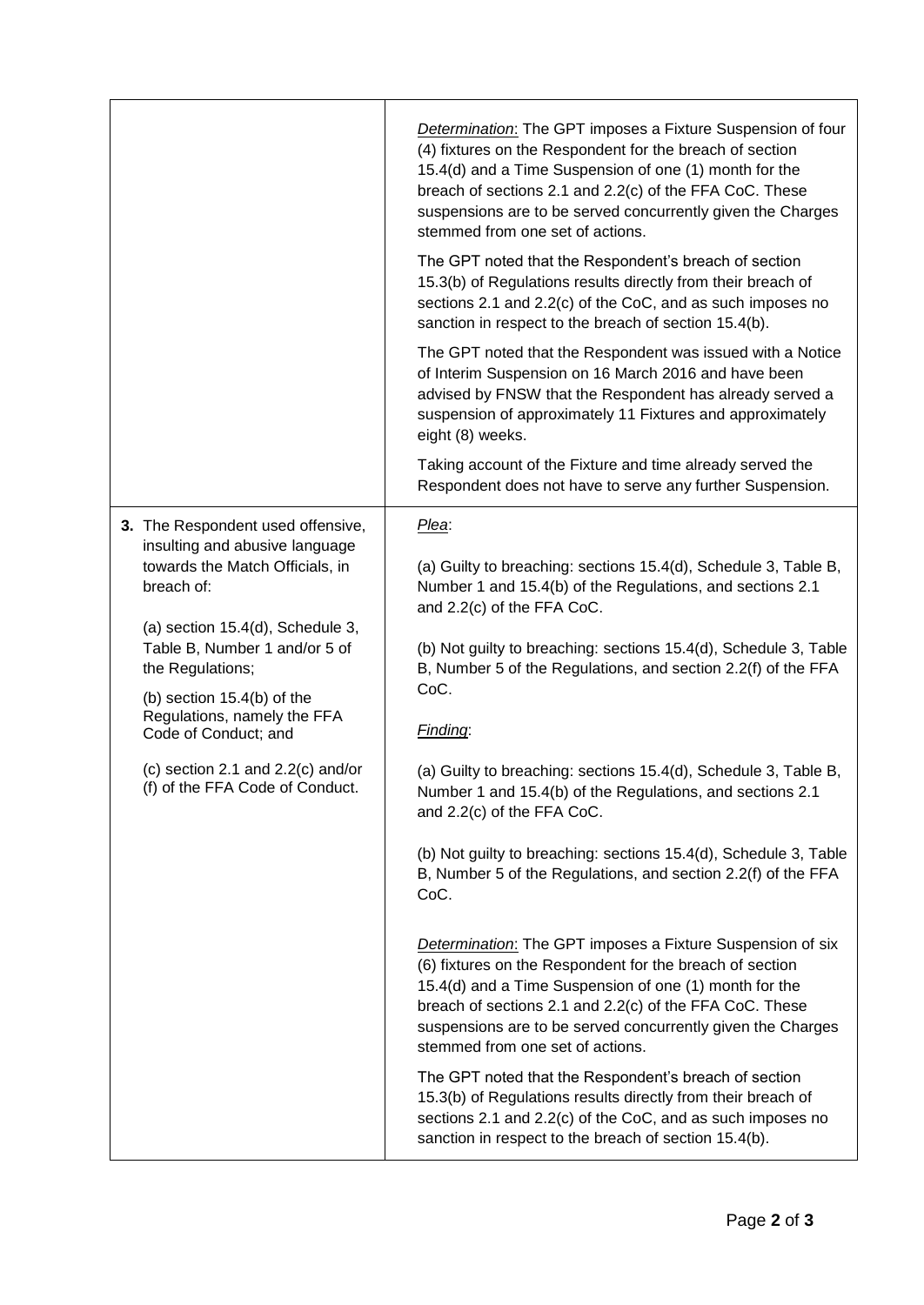| | |
|---|---|
| | *Determination*: The GPT imposes a Fixture Suspension of four (4) fixtures on the Respondent for the breach of section 15.4(d) and a Time Suspension of one (1) month for the breach of sections 2.1 and 2.2(c) of the FFA CoC. These suspensions are to be served concurrently given the Charges stemmed from one set of actions.<br><br>The GPT noted that the Respondent's breach of section 15.3(b) of Regulations results directly from their breach of sections 2.1 and 2.2(c) of the CoC, and as such imposes no sanction in respect to the breach of section 15.4(b).<br><br>The GPT noted that the Respondent was issued with a Notice of Interim Suspension on 16 March 2016 and have been advised by FNSW that the Respondent has already served a suspension of approximately 11 Fixtures and approximately eight (8) weeks.<br><br>Taking account of the Fixture and time already served the Respondent does not have to serve any further Suspension. |
| **3.** The Respondent used offensive, insulting and abusive language towards the Match Officials, in breach of:<br><br>(a) section 15.4(d), Schedule 3, Table B, Number 1 and/or 5 of the Regulations;<br><br>(b) section 15.4(b) of the Regulations, namely the FFA Code of Conduct; and<br><br>(c) section 2.1 and 2.2(c) and/or (f) of the FFA Code of Conduct. | *Plea*:<br><br>(a) Guilty to breaching: sections 15.4(d), Schedule 3, Table B, Number 1 and 15.4(b) of the Regulations, and sections 2.1 and 2.2(c) of the FFA CoC.<br><br>(b) Not guilty to breaching: sections 15.4(d), Schedule 3, Table B, Number 5 of the Regulations, and section 2.2(f) of the FFA CoC.<br><br>*Finding*:<br><br>(a) Guilty to breaching: sections 15.4(d), Schedule 3, Table B, Number 1 and 15.4(b) of the Regulations, and sections 2.1 and 2.2(c) of the FFA CoC.<br><br>(b) Not guilty to breaching: sections 15.4(d), Schedule 3, Table B, Number 5 of the Regulations, and section 2.2(f) of the FFA CoC.<br><br>*Determination*: The GPT imposes a Fixture Suspension of six (6) fixtures on the Respondent for the breach of section 15.4(d) and a Time Suspension of one (1) month for the breach of sections 2.1 and 2.2(c) of the FFA CoC. These suspensions are to be served concurrently given the Charges stemmed from one set of actions.<br><br>The GPT noted that the Respondent's breach of section 15.3(b) of Regulations results directly from their breach of sections 2.1 and 2.2(c) of the CoC, and as such imposes no sanction in respect to the breach of section 15.4(b). |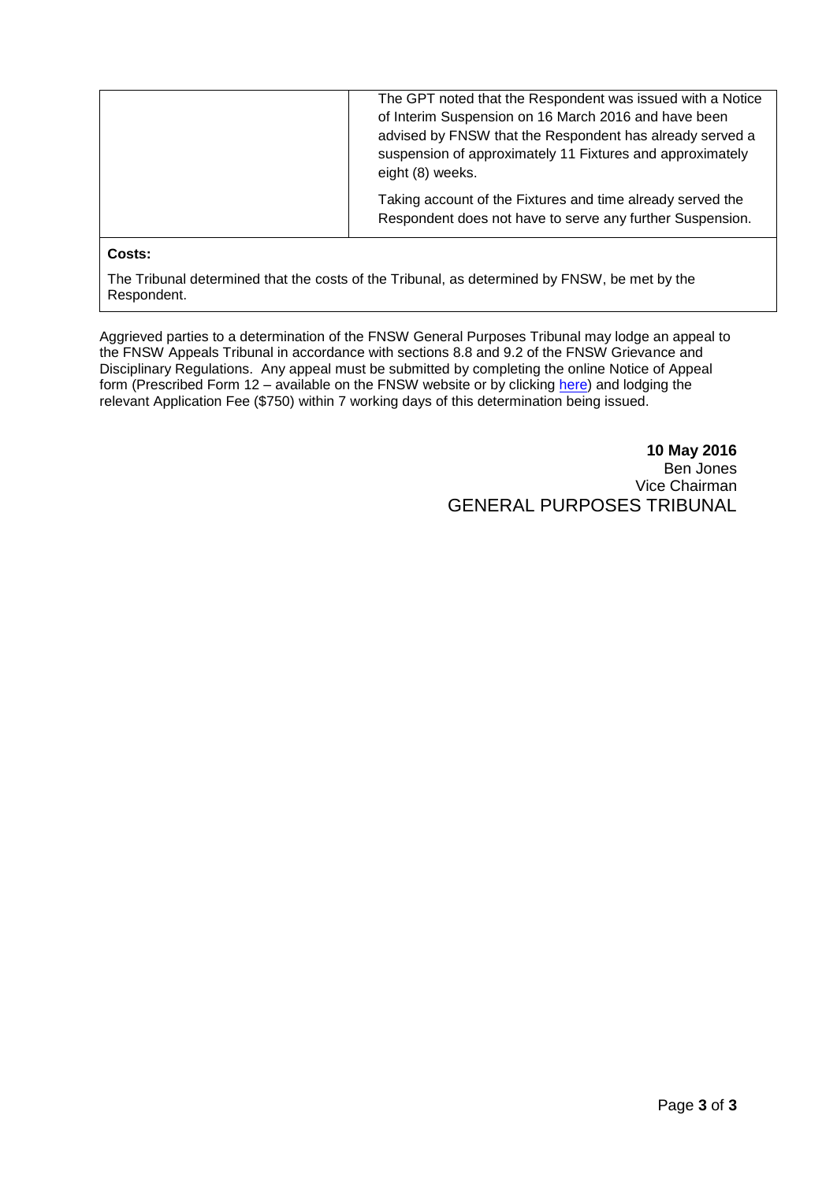| | |
|---|---|
| | The GPT noted that the Respondent was issued with a Notice of Interim Suspension on 16 March 2016 and have been advised by FNSW that the Respondent has already served a suspension of approximately 11 Fixtures and approximately eight (8) weeks.<br><br>Taking account of the Fixtures and time already served the Respondent does not have to serve any further Suspension. |

**Costs:**

The Tribunal determined that the costs of the Tribunal, as determined by FNSW, be met by the Respondent.

Aggrieved parties to a determination of the FNSW General Purposes Tribunal may lodge an appeal to the FNSW Appeals Tribunal in accordance with sections 8.8 and 9.2 of the FNSW Grievance and Disciplinary Regulations. Any appeal must be submitted by completing the online Notice of Appeal form (Prescribed Form 12 – available on the FNSW website or by clicking here) and lodging the relevant Application Fee ($750) within 7 working days of this determination being issued.

**10 May 2016**
Ben Jones
Vice Chairman
GENERAL PURPOSES TRIBUNAL